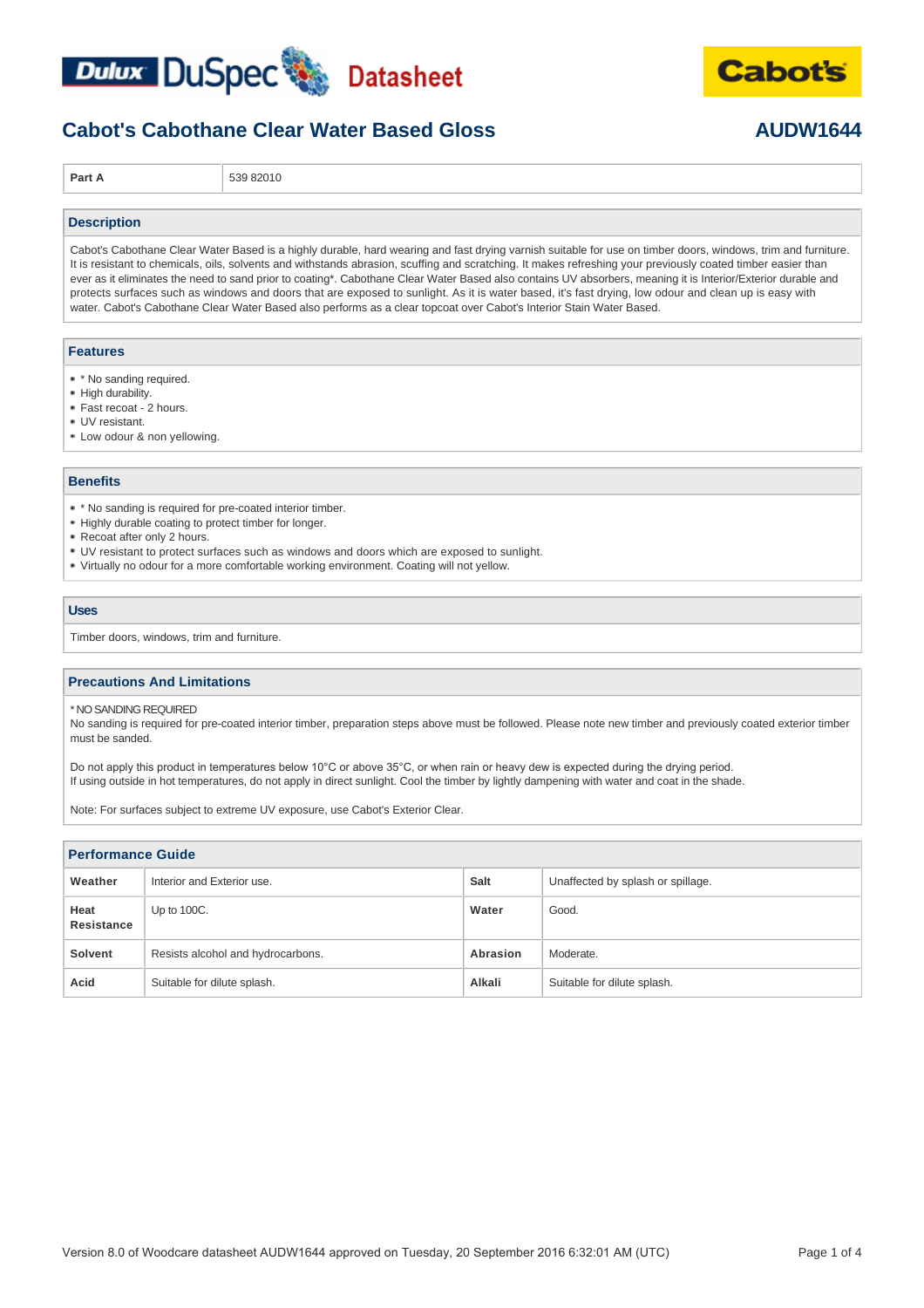Dulux DuSpec Datasheet

Cabot's

# Cabot's Cabothane Clear Water Based Gloss

**AUDW1644**

| Part A | 539 82010 |
|---|---|

## Description

Cabot's Cabothane Clear Water Based is a highly durable, hard wearing and fast drying varnish suitable for use on timber doors, windows, trim and furniture. It is resistant to chemicals, oils, solvents and withstands abrasion, scuffing and scratching. It makes refreshing your previously coated timber easier than ever as it eliminates the need to sand prior to coating*. Cabothane Clear Water Based also contains UV absorbers, meaning it is Interior/Exterior durable and protects surfaces such as windows and doors that are exposed to sunlight. As it is water based, it's fast drying, low odour and clean up is easy with water. Cabot's Cabothane Clear Water Based also performs as a clear topcoat over Cabot's Interior Stain Water Based.

## Features

- * No sanding required.
- High durability.
- Fast recoat - 2 hours.
- UV resistant.
- Low odour & non yellowing.

## Benefits

- * No sanding is required for pre-coated interior timber.
- Highly durable coating to protect timber for longer.
- Recoat after only 2 hours.
- UV resistant to protect surfaces such as windows and doors which are exposed to sunlight.
- Virtually no odour for a more comfortable working environment. Coating will not yellow.

## Uses

Timber doors, windows, trim and furniture.

## Precautions And Limitations

* NO SANDING REQUIRED
No sanding is required for pre-coated interior timber, preparation steps above must be followed. Please note new timber and previously coated exterior timber must be sanded.

Do not apply this product in temperatures below 10°C or above 35°C, or when rain or heavy dew is expected during the drying period.
If using outside in hot temperatures, do not apply in direct sunlight. Cool the timber by lightly dampening with water and coat in the shade.

Note: For surfaces subject to extreme UV exposure, use Cabot's Exterior Clear.

## Performance Guide

| | | | |
|---|---|---|---|
| **Weather** | Interior and Exterior use. | **Salt** | Unaffected by splash or spillage. |
| **Heat Resistance** | Up to 100C. | **Water** | Good. |
| **Solvent** | Resists alcohol and hydrocarbons. | **Abrasion** | Moderate. |
| **Acid** | Suitable for dilute splash. | **Alkali** | Suitable for dilute splash. |

Version 8.0 of Woodcare datasheet AUDW1644 approved on Tuesday, 20 September 2016 6:32:01 AM (UTC)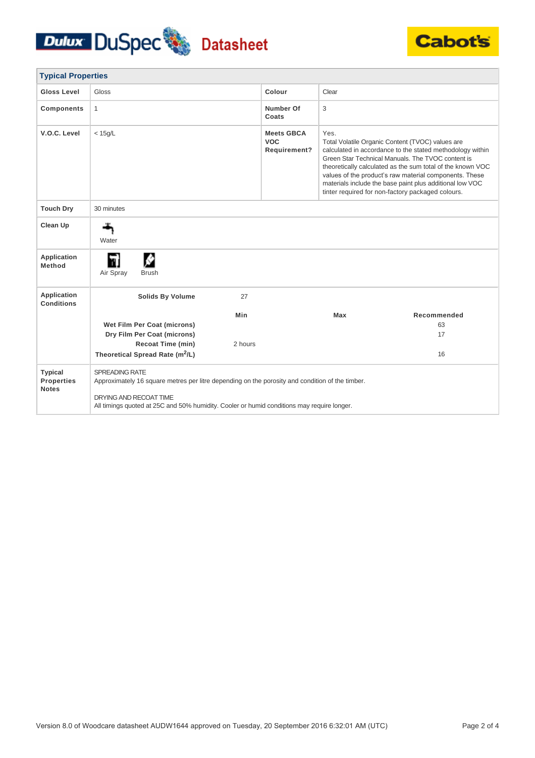## Typical Properties

| | | | |
|---|---|---|---|
| **Gloss Level** | Gloss | **Colour** | Clear |
| **Components** | 1 | **Number Of Coats** | 3 |
| **V.O.C. Level** | < 15g/L | **Meets GBCA VOC Requirement?** | Yes. Total Volatile Organic Content (TVOC) values are calculated in accordance to the stated methodology within Green Star Technical Manuals. The TVOC content is theoretically calculated as the sum total of the known VOC values of the product's raw material components. These materials include the base paint plus additional low VOC tinter required for non-factory packaged colours. |
| **Touch Dry** | 30 minutes | | |
| **Clean Up** | Water | | |
| **Application Method** | Air Spray, Brush | | |

**Application Conditions**

| | Min | Max | Recommended |
|---|---|---|---|
| **Solids By Volume** | 27 | | |
| **Wet Film Per Coat (microns)** | | | 63 |
| **Dry Film Per Coat (microns)** | | | 17 |
| **Recoat Time (min)** | 2 hours | | |
| **Theoretical Spread Rate ($m^2$/L)** | | | 16 |

**Typical Properties Notes**

SPREADING RATE
Approximately 16 square metres per litre depending on the porosity and condition of the timber.

DRYING AND RECOAT TIME
All timings quoted at 25C and 50% humidity. Cooler or humid conditions may require longer.

Version 8.0 of Woodcare datasheet AUDW1644 approved on Tuesday, 20 September 2016 6:32:01 AM (UTC)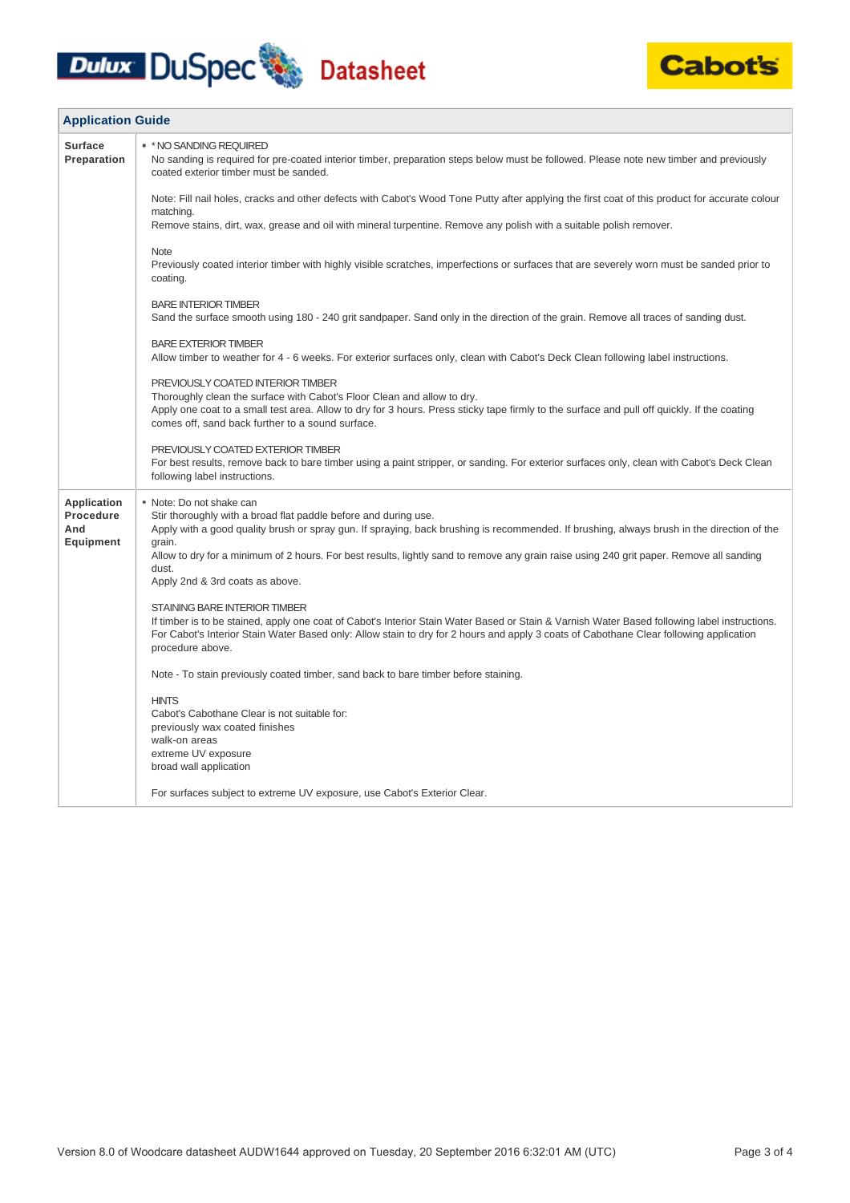## Application Guide

| | |
|---|---|
| **Surface Preparation** | • * NO SANDING REQUIRED<br>No sanding is required for pre-coated interior timber, preparation steps below must be followed. Please note new timber and previously coated exterior timber must be sanded.<br><br>Note: Fill nail holes, cracks and other defects with Cabot's Wood Tone Putty after applying the first coat of this product for accurate colour matching.<br>Remove stains, dirt, wax, grease and oil with mineral turpentine. Remove any polish with a suitable polish remover.<br><br>Note<br>Previously coated interior timber with highly visible scratches, imperfections or surfaces that are severely worn must be sanded prior to coating.<br><br>BARE INTERIOR TIMBER<br>Sand the surface smooth using 180 - 240 grit sandpaper. Sand only in the direction of the grain. Remove all traces of sanding dust.<br><br>BARE EXTERIOR TIMBER<br>Allow timber to weather for 4 - 6 weeks. For exterior surfaces only, clean with Cabot's Deck Clean following label instructions.<br><br>PREVIOUSLY COATED INTERIOR TIMBER<br>Thoroughly clean the surface with Cabot's Floor Clean and allow to dry.<br>Apply one coat to a small test area. Allow to dry for 3 hours. Press sticky tape firmly to the surface and pull off quickly. If the coating comes off, sand back further to a sound surface.<br><br>PREVIOUSLY COATED EXTERIOR TIMBER<br>For best results, remove back to bare timber using a paint stripper, or sanding. For exterior surfaces only, clean with Cabot's Deck Clean following label instructions. |
| **Application Procedure And Equipment** | • Note: Do not shake can<br>Stir thoroughly with a broad flat paddle before and during use.<br>Apply with a good quality brush or spray gun. If spraying, back brushing is recommended. If brushing, always brush in the direction of the grain.<br>Allow to dry for a minimum of 2 hours. For best results, lightly sand to remove any grain raise using 240 grit paper. Remove all sanding dust.<br>Apply 2nd & 3rd coats as above.<br><br>STAINING BARE INTERIOR TIMBER<br>If timber is to be stained, apply one coat of Cabot's Interior Stain Water Based or Stain & Varnish Water Based following label instructions. For Cabot's Interior Stain Water Based only: Allow stain to dry for 2 hours and apply 3 coats of Cabothane Clear following application procedure above.<br><br>Note - To stain previously coated timber, sand back to bare timber before staining.<br><br>HINTS<br>Cabot's Cabothane Clear is not suitable for:<br>previously wax coated finishes<br>walk-on areas<br>extreme UV exposure<br>broad wall application<br><br>For surfaces subject to extreme UV exposure, use Cabot's Exterior Clear. |

Version 8.0 of Woodcare datasheet AUDW1644 approved on Tuesday, 20 September 2016 6:32:01 AM (UTC)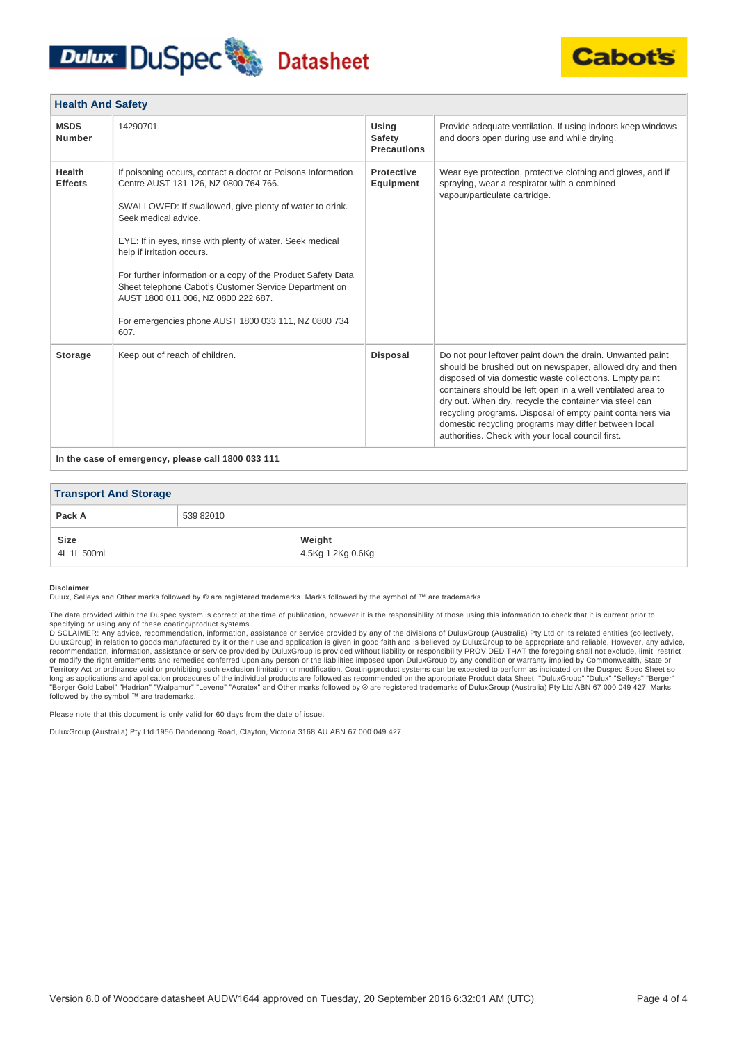## Health And Safety

| | | | |
|---|---|---|---|
| **MSDS Number** | 14290701 | **Using Safety Precautions** | Provide adequate ventilation. If using indoors keep windows and doors open during use and while drying. |
| **Health Effects** | If poisoning occurs, contact a doctor or Poisons Information Centre AUST 131 126, NZ 0800 764 766.<br><br>SWALLOWED: If swallowed, give plenty of water to drink. Seek medical advice.<br><br>EYE: If in eyes, rinse with plenty of water. Seek medical help if irritation occurs.<br><br>For further information or a copy of the Product Safety Data Sheet telephone Cabot's Customer Service Department on AUST 1800 011 006, NZ 0800 222 687.<br><br>For emergencies phone AUST 1800 033 111, NZ 0800 734 607. | **Protective Equipment** | Wear eye protection, protective clothing and gloves, and if spraying, wear a respirator with a combined vapour/particulate cartridge. |
| **Storage** | Keep out of reach of children. | **Disposal** | Do not pour leftover paint down the drain. Unwanted paint should be brushed out on newspaper, allowed dry and then disposed of via domestic waste collections. Empty paint containers should be left open in a well ventilated area to dry out. When dry, recycle the container via steel can recycling programs. Disposal of empty paint containers via domestic recycling programs may differ between local authorities. Check with your local council first. |

**In the case of emergency, please call 1800 033 111**

## Transport And Storage

| | |
|---|---|
| **Pack A** | 539 82010 |
| **Size**<br>4L 1L 500ml | **Weight**<br>4.5Kg 1.2Kg 0.6Kg |

**Disclaimer**

Dulux, Selleys and Other marks followed by ® are registered trademarks. Marks followed by the symbol of ™ are trademarks.

The data provided within the Duspec system is correct at the time of publication, however it is the responsibility of those using this information to check that it is current prior to specifying or using any of these coating/product systems.
DISCLAIMER: Any advice, recommendation, information, assistance or service provided by any of the divisions of DuluxGroup (Australia) Pty Ltd or its related entities (collectively, DuluxGroup) in relation to goods manufactured by it or their use and application is given in good faith and is believed by DuluxGroup to be appropriate and reliable. However, any advice, recommendation, information, assistance or service provided by DuluxGroup is provided without liability or responsibility PROVIDED THAT the foregoing shall not exclude, limit, restrict or modify the right entitlements and remedies conferred upon any person or the liabilities imposed upon DuluxGroup by any condition or warranty implied by Commonwealth, State or Territory Act or ordinance void or prohibiting such exclusion limitation or modification. Coating/product systems can be expected to perform as indicated on the Duspec Spec Sheet so long as applications and application procedures of the individual products are followed as recommended on the appropriate Product data Sheet. "DuluxGroup" "Dulux" "Selleys" "Berger" "Berger Gold Label" "Hadrian" "Walpamur" "Levene" "Acratex" and Other marks followed by ® are registered trademarks of DuluxGroup (Australia) Pty Ltd ABN 67 000 049 427. Marks followed by the symbol ™ are trademarks.

Please note that this document is only valid for 60 days from the date of issue.

DuluxGroup (Australia) Pty Ltd 1956 Dandenong Road, Clayton, Victoria 3168 AU ABN 67 000 049 427

Version 8.0 of Woodcare datasheet AUDW1644 approved on Tuesday, 20 September 2016 6:32:01 AM (UTC)